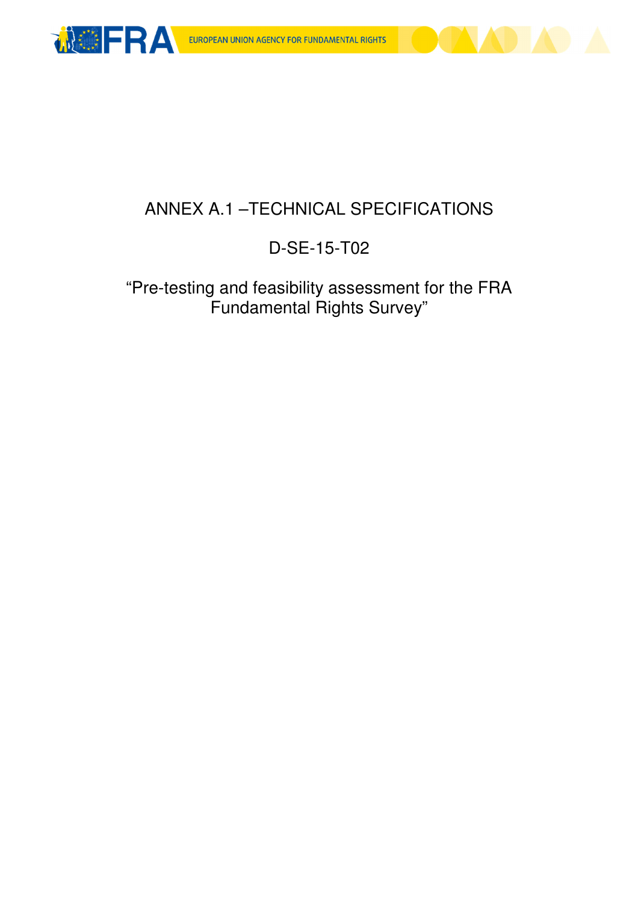# ANNEX A.1 –TECHNICAL SPECIFICATIONS

## D-SE-15-T02

## "Pre-testing and feasibility assessment for the FRA Fundamental Rights Survey"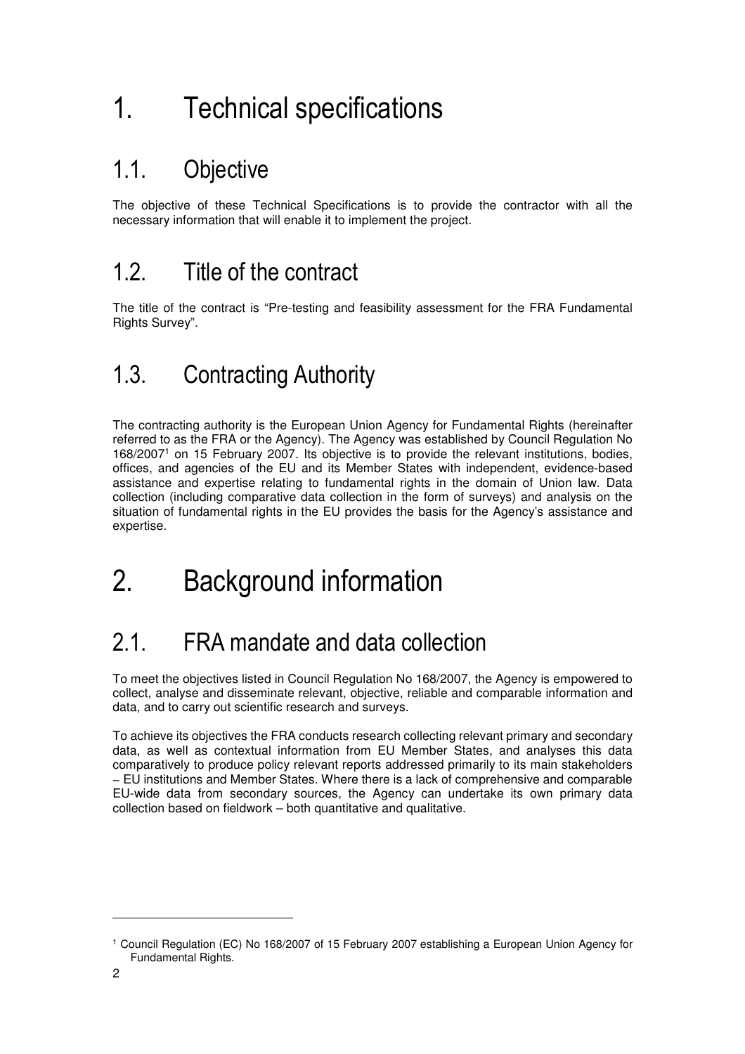# 1. Technical specifications

## 1.1. Objective

The objective of these Technical Specifications is to provide the contractor with all the necessary information that will enable it to implement the project.

## 1.2. Title of the contract

The title of the contract is "Pre-testing and feasibility assessment for the FRA Fundamental Rights Survey".

## 1.3. Contracting Authority

The contracting authority is the European Union Agency for Fundamental Rights (hereinafter referred to as the FRA or the Agency). The Agency was established by Council Regulation No 168/2007[1] on 15 February 2007. Its objective is to provide the relevant institutions, bodies, offices, and agencies of the EU and its Member States with independent, evidence-based assistance and expertise relating to fundamental rights in the domain of Union law. Data collection (including comparative data collection in the form of surveys) and analysis on the situation of fundamental rights in the EU provides the basis for the Agency's assistance and expertise.

# 2. Background information

## 2.1. FRA mandate and data collection

To meet the objectives listed in Council Regulation No 168/2007, the Agency is empowered to collect, analyse and disseminate relevant, objective, reliable and comparable information and data, and to carry out scientific research and surveys.

To achieve its objectives the FRA conducts research collecting relevant primary and secondary data, as well as contextual information from EU Member States, and analyses this data comparatively to produce policy relevant reports addressed primarily to its main stakeholders – EU institutions and Member States. Where there is a lack of comprehensive and comparable EU-wide data from secondary sources, the Agency can undertake its own primary data collection based on fieldwork – both quantitative and qualitative.

---

[1] Council Regulation (EC) No 168/2007 of 15 February 2007 establishing a European Union Agency for Fundamental Rights.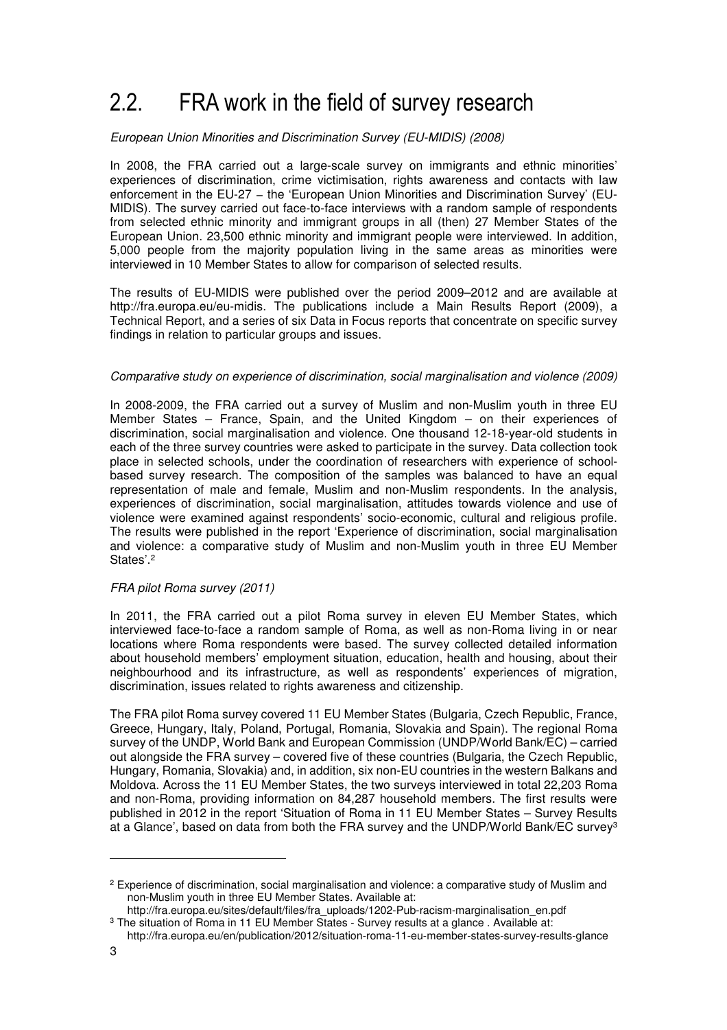## 2.2. FRA work in the field of survey research

*European Union Minorities and Discrimination Survey (EU-MIDIS) (2008)*

In 2008, the FRA carried out a large-scale survey on immigrants and ethnic minorities' experiences of discrimination, crime victimisation, rights awareness and contacts with law enforcement in the EU-27 – the 'European Union Minorities and Discrimination Survey' (EU-MIDIS). The survey carried out face-to-face interviews with a random sample of respondents from selected ethnic minority and immigrant groups in all (then) 27 Member States of the European Union. 23,500 ethnic minority and immigrant people were interviewed. In addition, 5,000 people from the majority population living in the same areas as minorities were interviewed in 10 Member States to allow for comparison of selected results.

The results of EU-MIDIS were published over the period 2009–2012 and are available at http://fra.europa.eu/eu-midis. The publications include a Main Results Report (2009), a Technical Report, and a series of six Data in Focus reports that concentrate on specific survey findings in relation to particular groups and issues.

*Comparative study on experience of discrimination, social marginalisation and violence (2009)*

In 2008-2009, the FRA carried out a survey of Muslim and non-Muslim youth in three EU Member States – France, Spain, and the United Kingdom – on their experiences of discrimination, social marginalisation and violence. One thousand 12-18-year-old students in each of the three survey countries were asked to participate in the survey. Data collection took place in selected schools, under the coordination of researchers with experience of school-based survey research. The composition of the samples was balanced to have an equal representation of male and female, Muslim and non-Muslim respondents. In the analysis, experiences of discrimination, social marginalisation, attitudes towards violence and use of violence were examined against respondents' socio-economic, cultural and religious profile. The results were published in the report 'Experience of discrimination, social marginalisation and violence: a comparative study of Muslim and non-Muslim youth in three EU Member States'.[2]

*FRA pilot Roma survey (2011)*

In 2011, the FRA carried out a pilot Roma survey in eleven EU Member States, which interviewed face-to-face a random sample of Roma, as well as non-Roma living in or near locations where Roma respondents were based. The survey collected detailed information about household members' employment situation, education, health and housing, about their neighbourhood and its infrastructure, as well as respondents' experiences of migration, discrimination, issues related to rights awareness and citizenship.

The FRA pilot Roma survey covered 11 EU Member States (Bulgaria, Czech Republic, France, Greece, Hungary, Italy, Poland, Portugal, Romania, Slovakia and Spain). The regional Roma survey of the UNDP, World Bank and European Commission (UNDP/World Bank/EC) – carried out alongside the FRA survey – covered five of these countries (Bulgaria, the Czech Republic, Hungary, Romania, Slovakia) and, in addition, six non-EU countries in the western Balkans and Moldova. Across the 11 EU Member States, the two surveys interviewed in total 22,203 Roma and non-Roma, providing information on 84,287 household members. The first results were published in 2012 in the report 'Situation of Roma in 11 EU Member States – Survey Results at a Glance', based on data from both the FRA survey and the UNDP/World Bank/EC survey[3]

---

[2] Experience of discrimination, social marginalisation and violence: a comparative study of Muslim and non-Muslim youth in three EU Member States. Available at: http://fra.europa.eu/sites/default/files/fra_uploads/1202-Pub-racism-marginalisation_en.pdf

[3] The situation of Roma in 11 EU Member States - Survey results at a glance . Available at: http://fra.europa.eu/en/publication/2012/situation-roma-11-eu-member-states-survey-results-glance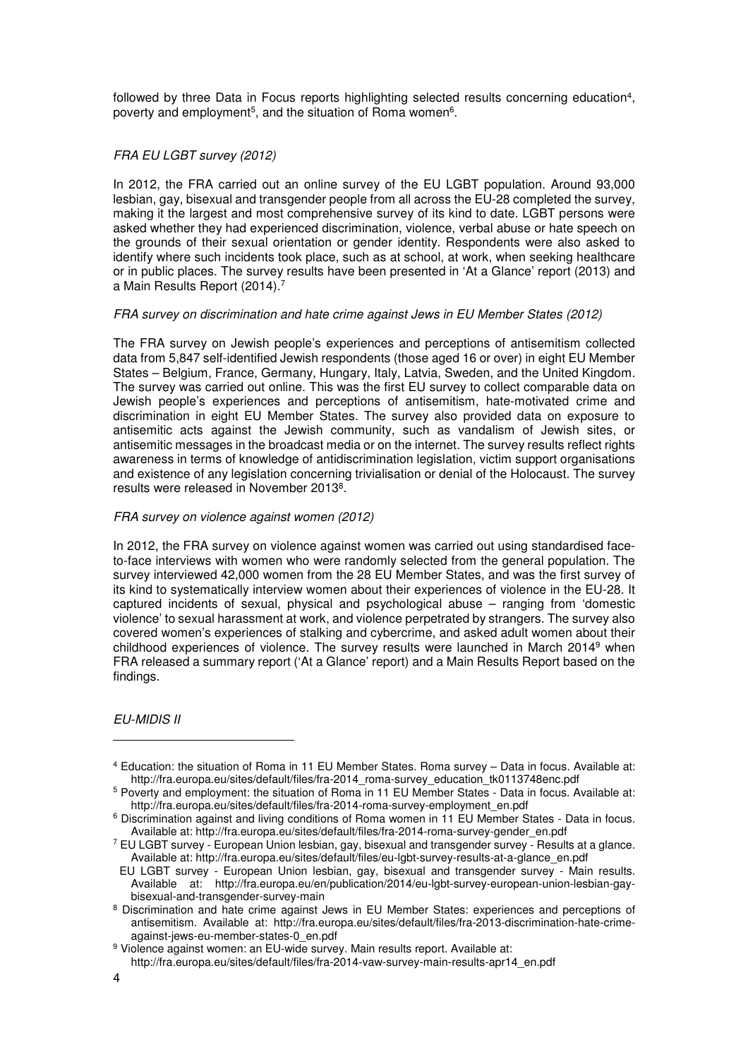followed by three Data in Focus reports highlighting selected results concerning education[4], poverty and employment[5], and the situation of Roma women[6].

*FRA EU LGBT survey (2012)*

In 2012, the FRA carried out an online survey of the EU LGBT population. Around 93,000 lesbian, gay, bisexual and transgender people from all across the EU-28 completed the survey, making it the largest and most comprehensive survey of its kind to date. LGBT persons were asked whether they had experienced discrimination, violence, verbal abuse or hate speech on the grounds of their sexual orientation or gender identity. Respondents were also asked to identify where such incidents took place, such as at school, at work, when seeking healthcare or in public places. The survey results have been presented in 'At a Glance' report (2013) and a Main Results Report (2014).[7]

*FRA survey on discrimination and hate crime against Jews in EU Member States (2012)*

The FRA survey on Jewish people's experiences and perceptions of antisemitism collected data from 5,847 self-identified Jewish respondents (those aged 16 or over) in eight EU Member States – Belgium, France, Germany, Hungary, Italy, Latvia, Sweden, and the United Kingdom. The survey was carried out online. This was the first EU survey to collect comparable data on Jewish people's experiences and perceptions of antisemitism, hate-motivated crime and discrimination in eight EU Member States. The survey also provided data on exposure to antisemitic acts against the Jewish community, such as vandalism of Jewish sites, or antisemitic messages in the broadcast media or on the internet. The survey results reflect rights awareness in terms of knowledge of antidiscrimination legislation, victim support organisations and existence of any legislation concerning trivialisation or denial of the Holocaust. The survey results were released in November 2013[8].

*FRA survey on violence against women (2012)*

In 2012, the FRA survey on violence against women was carried out using standardised face-to-face interviews with women who were randomly selected from the general population. The survey interviewed 42,000 women from the 28 EU Member States, and was the first survey of its kind to systematically interview women about their experiences of violence in the EU-28. It captured incidents of sexual, physical and psychological abuse – ranging from 'domestic violence' to sexual harassment at work, and violence perpetrated by strangers. The survey also covered women's experiences of stalking and cybercrime, and asked adult women about their childhood experiences of violence. The survey results were launched in March 2014[9] when FRA released a summary report ('At a Glance' report) and a Main Results Report based on the findings.

*EU-MIDIS II*

---

[4] Education: the situation of Roma in 11 EU Member States. Roma survey – Data in focus. Available at: http://fra.europa.eu/sites/default/files/fra-2014_roma-survey_education_tk0113748enc.pdf

[5] Poverty and employment: the situation of Roma in 11 EU Member States - Data in focus. Available at: http://fra.europa.eu/sites/default/files/fra-2014-roma-survey-employment_en.pdf

[6] Discrimination against and living conditions of Roma women in 11 EU Member States - Data in focus. Available at: http://fra.europa.eu/sites/default/files/fra-2014-roma-survey-gender_en.pdf

[7] EU LGBT survey - European Union lesbian, gay, bisexual and transgender survey - Results at a glance. Available at: http://fra.europa.eu/sites/default/files/eu-lgbt-survey-results-at-a-glance_en.pdf
EU LGBT survey - European Union lesbian, gay, bisexual and transgender survey - Main results. Available at: http://fra.europa.eu/en/publication/2014/eu-lgbt-survey-european-union-lesbian-gay-bisexual-and-transgender-survey-main

[8] Discrimination and hate crime against Jews in EU Member States: experiences and perceptions of antisemitism. Available at: http://fra.europa.eu/sites/default/files/fra-2013-discrimination-hate-crime-against-jews-eu-member-states-0_en.pdf

[9] Violence against women: an EU-wide survey. Main results report. Available at: http://fra.europa.eu/sites/default/files/fra-2014-vaw-survey-main-results-apr14_en.pdf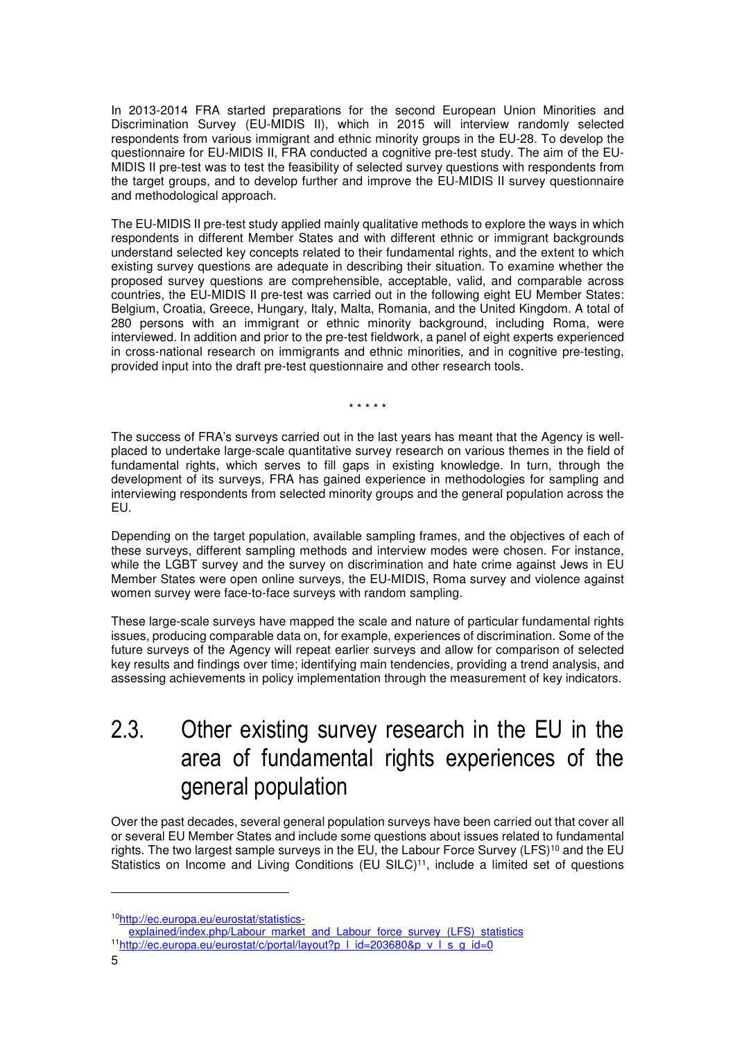In 2013-2014 FRA started preparations for the second European Union Minorities and Discrimination Survey (EU-MIDIS II), which in 2015 will interview randomly selected respondents from various immigrant and ethnic minority groups in the EU-28. To develop the questionnaire for EU-MIDIS II, FRA conducted a cognitive pre-test study. The aim of the EU-MIDIS II pre-test was to test the feasibility of selected survey questions with respondents from the target groups, and to develop further and improve the EU-MIDIS II survey questionnaire and methodological approach.

The EU-MIDIS II pre-test study applied mainly qualitative methods to explore the ways in which respondents in different Member States and with different ethnic or immigrant backgrounds understand selected key concepts related to their fundamental rights, and the extent to which existing survey questions are adequate in describing their situation. To examine whether the proposed survey questions are comprehensible, acceptable, valid, and comparable across countries, the EU-MIDIS II pre-test was carried out in the following eight EU Member States: Belgium, Croatia, Greece, Hungary, Italy, Malta, Romania, and the United Kingdom. A total of 280 persons with an immigrant or ethnic minority background, including Roma, were interviewed. In addition and prior to the pre-test fieldwork, a panel of eight experts experienced in cross-national research on immigrants and ethnic minorities, and in cognitive pre-testing, provided input into the draft pre-test questionnaire and other research tools.

\* \* \* \* \*

The success of FRA's surveys carried out in the last years has meant that the Agency is well-placed to undertake large-scale quantitative survey research on various themes in the field of fundamental rights, which serves to fill gaps in existing knowledge. In turn, through the development of its surveys, FRA has gained experience in methodologies for sampling and interviewing respondents from selected minority groups and the general population across the EU.

Depending on the target population, available sampling frames, and the objectives of each of these surveys, different sampling methods and interview modes were chosen. For instance, while the LGBT survey and the survey on discrimination and hate crime against Jews in EU Member States were open online surveys, the EU-MIDIS, Roma survey and violence against women survey were face-to-face surveys with random sampling.

These large-scale surveys have mapped the scale and nature of particular fundamental rights issues, producing comparable data on, for example, experiences of discrimination. Some of the future surveys of the Agency will repeat earlier surveys and allow for comparison of selected key results and findings over time; identifying main tendencies, providing a trend analysis, and assessing achievements in policy implementation through the measurement of key indicators.

## 2.3. Other existing survey research in the EU in the area of fundamental rights experiences of the general population

Over the past decades, several general population surveys have been carried out that cover all or several EU Member States and include some questions about issues related to fundamental rights. The two largest sample surveys in the EU, the Labour Force Survey (LFS)[10] and the EU Statistics on Income and Living Conditions (EU SILC)[11], include a limited set of questions

---

[10] http://ec.europa.eu/eurostat/statistics-explained/index.php/Labour_market_and_Labour_force_survey_(LFS)_statistics

[11] http://ec.europa.eu/eurostat/c/portal/layout?p_l_id=203680&p_v_l_s_g_id=0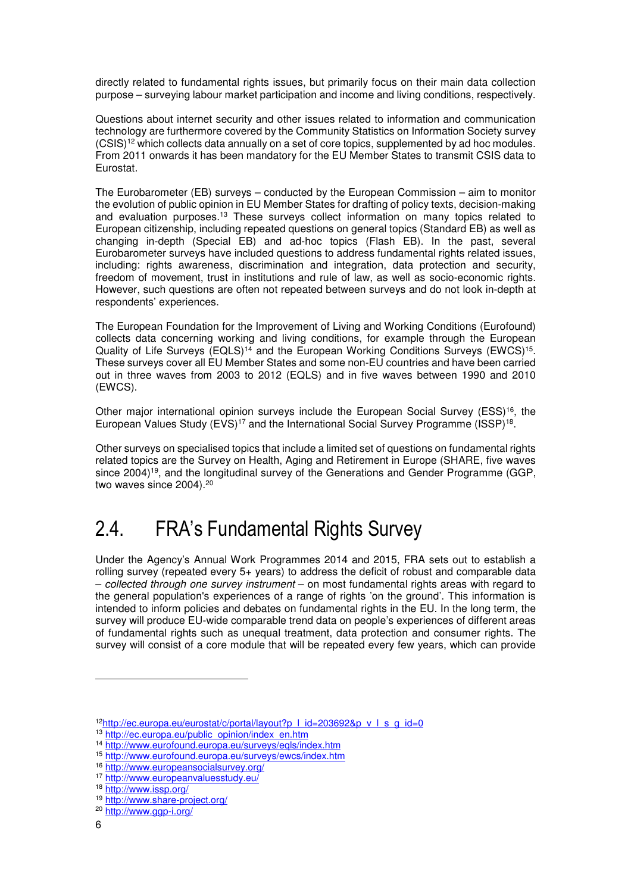directly related to fundamental rights issues, but primarily focus on their main data collection purpose – surveying labour market participation and income and living conditions, respectively.

Questions about internet security and other issues related to information and communication technology are furthermore covered by the Community Statistics on Information Society survey (CSIS)[12] which collects data annually on a set of core topics, supplemented by ad hoc modules. From 2011 onwards it has been mandatory for the EU Member States to transmit CSIS data to Eurostat.

The Eurobarometer (EB) surveys – conducted by the European Commission – aim to monitor the evolution of public opinion in EU Member States for drafting of policy texts, decision-making and evaluation purposes.[13] These surveys collect information on many topics related to European citizenship, including repeated questions on general topics (Standard EB) as well as changing in-depth (Special EB) and ad-hoc topics (Flash EB). In the past, several Eurobarometer surveys have included questions to address fundamental rights related issues, including: rights awareness, discrimination and integration, data protection and security, freedom of movement, trust in institutions and rule of law, as well as socio-economic rights. However, such questions are often not repeated between surveys and do not look in-depth at respondents' experiences.

The European Foundation for the Improvement of Living and Working Conditions (Eurofound) collects data concerning working and living conditions, for example through the European Quality of Life Surveys (EQLS)[14] and the European Working Conditions Surveys (EWCS)[15]. These surveys cover all EU Member States and some non-EU countries and have been carried out in three waves from 2003 to 2012 (EQLS) and in five waves between 1990 and 2010 (EWCS).

Other major international opinion surveys include the European Social Survey (ESS)[16], the European Values Study (EVS)[17] and the International Social Survey Programme (ISSP)[18].

Other surveys on specialised topics that include a limited set of questions on fundamental rights related topics are the Survey on Health, Aging and Retirement in Europe (SHARE, five waves since 2004)[19], and the longitudinal survey of the Generations and Gender Programme (GGP, two waves since 2004).[20]

## 2.4. FRA's Fundamental Rights Survey

Under the Agency's Annual Work Programmes 2014 and 2015, FRA sets out to establish a rolling survey (repeated every 5+ years) to address the deficit of robust and comparable data – *collected through one survey instrument* – on most fundamental rights areas with regard to the general population's experiences of a range of rights 'on the ground'. This information is intended to inform policies and debates on fundamental rights in the EU. In the long term, the survey will produce EU-wide comparable trend data on people's experiences of different areas of fundamental rights such as unequal treatment, data protection and consumer rights. The survey will consist of a core module that will be repeated every few years, which can provide

---

[12] http://ec.europa.eu/eurostat/c/portal/layout?p_l_id=203692&p_v_l_s_g_id=0
[13] http://ec.europa.eu/public_opinion/index_en.htm
[14] http://www.eurofound.europa.eu/surveys/eqls/index.htm
[15] http://www.eurofound.europa.eu/surveys/ewcs/index.htm
[16] http://www.europeansocialsurvey.org/
[17] http://www.europeanvaluesstudy.eu/
[18] http://www.issp.org/
[19] http://www.share-project.org/
[20] http://www.ggp-i.org/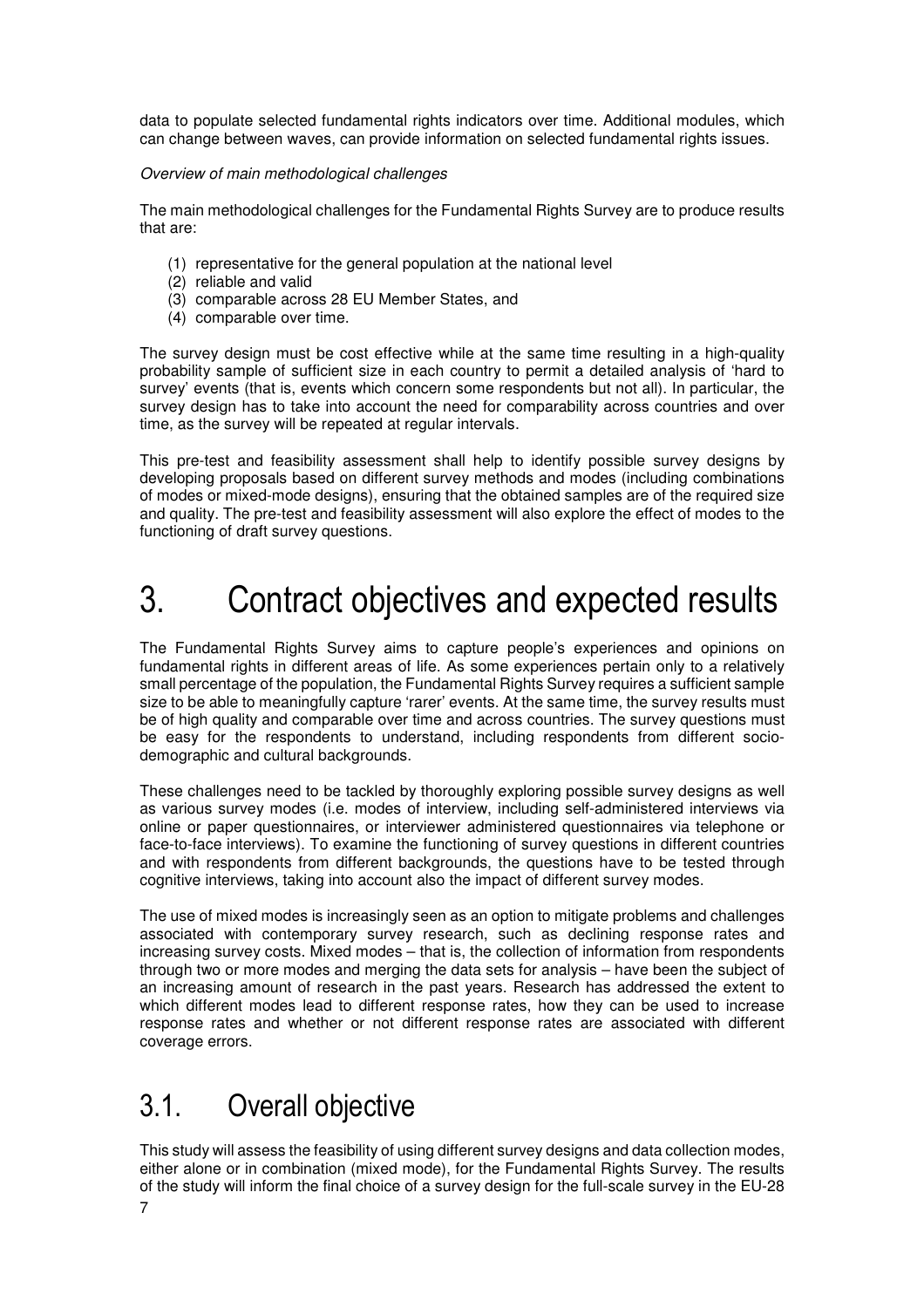data to populate selected fundamental rights indicators over time. Additional modules, which can change between waves, can provide information on selected fundamental rights issues.

*Overview of main methodological challenges*

The main methodological challenges for the Fundamental Rights Survey are to produce results that are:

(1) representative for the general population at the national level
(2) reliable and valid
(3) comparable across 28 EU Member States, and
(4) comparable over time.

The survey design must be cost effective while at the same time resulting in a high-quality probability sample of sufficient size in each country to permit a detailed analysis of 'hard to survey' events (that is, events which concern some respondents but not all). In particular, the survey design has to take into account the need for comparability across countries and over time, as the survey will be repeated at regular intervals.

This pre-test and feasibility assessment shall help to identify possible survey designs by developing proposals based on different survey methods and modes (including combinations of modes or mixed-mode designs), ensuring that the obtained samples are of the required size and quality. The pre-test and feasibility assessment will also explore the effect of modes to the functioning of draft survey questions.

# 3. Contract objectives and expected results

The Fundamental Rights Survey aims to capture people's experiences and opinions on fundamental rights in different areas of life. As some experiences pertain only to a relatively small percentage of the population, the Fundamental Rights Survey requires a sufficient sample size to be able to meaningfully capture 'rarer' events. At the same time, the survey results must be of high quality and comparable over time and across countries. The survey questions must be easy for the respondents to understand, including respondents from different socio-demographic and cultural backgrounds.

These challenges need to be tackled by thoroughly exploring possible survey designs as well as various survey modes (i.e. modes of interview, including self-administered interviews via online or paper questionnaires, or interviewer administered questionnaires via telephone or face-to-face interviews). To examine the functioning of survey questions in different countries and with respondents from different backgrounds, the questions have to be tested through cognitive interviews, taking into account also the impact of different survey modes.

The use of mixed modes is increasingly seen as an option to mitigate problems and challenges associated with contemporary survey research, such as declining response rates and increasing survey costs. Mixed modes – that is, the collection of information from respondents through two or more modes and merging the data sets for analysis – have been the subject of an increasing amount of research in the past years. Research has addressed the extent to which different modes lead to different response rates, how they can be used to increase response rates and whether or not different response rates are associated with different coverage errors.

## 3.1. Overall objective

This study will assess the feasibility of using different survey designs and data collection modes, either alone or in combination (mixed mode), for the Fundamental Rights Survey. The results of the study will inform the final choice of a survey design for the full-scale survey in the EU-28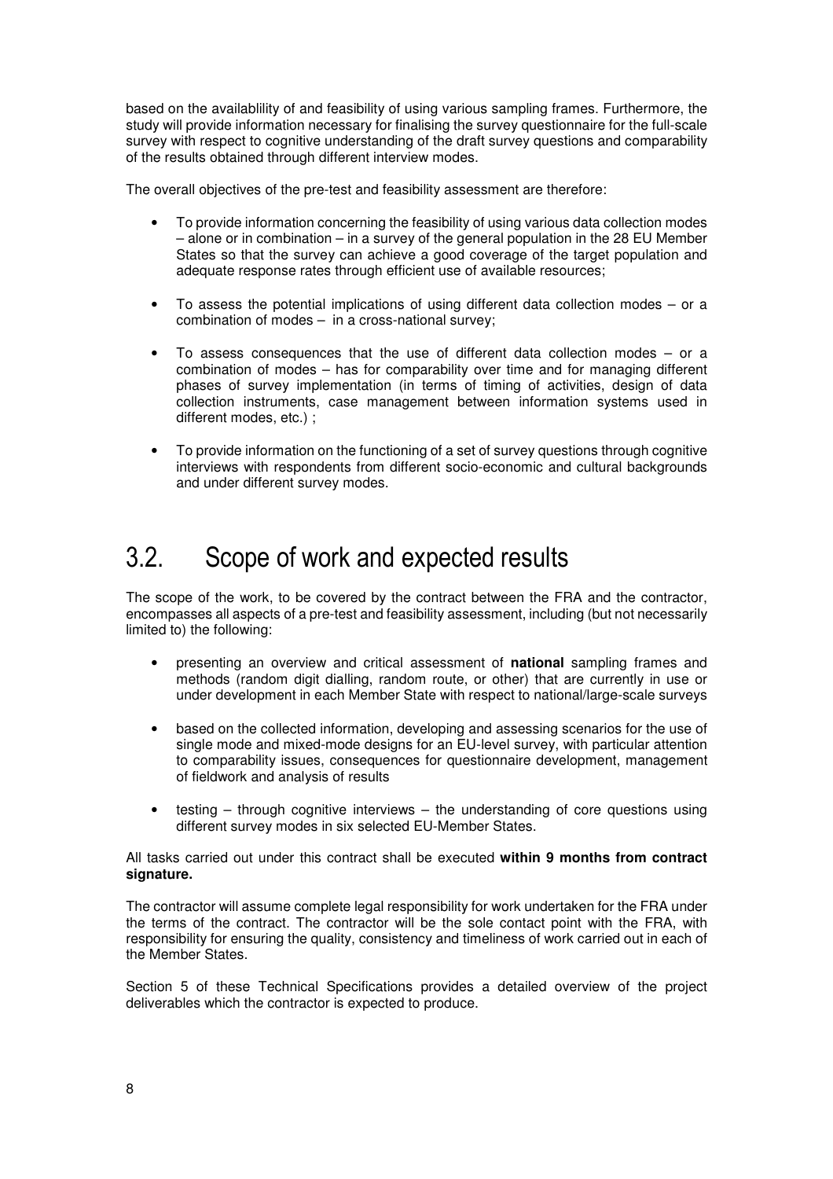based on the availablility of and feasibility of using various sampling frames. Furthermore, the study will provide information necessary for finalising the survey questionnaire for the full-scale survey with respect to cognitive understanding of the draft survey questions and comparability of the results obtained through different interview modes.

The overall objectives of the pre-test and feasibility assessment are therefore:

- To provide information concerning the feasibility of using various data collection modes – alone or in combination – in a survey of the general population in the 28 EU Member States so that the survey can achieve a good coverage of the target population and adequate response rates through efficient use of available resources;
- To assess the potential implications of using different data collection modes – or a combination of modes – in a cross-national survey;
- To assess consequences that the use of different data collection modes – or a combination of modes – has for comparability over time and for managing different phases of survey implementation (in terms of timing of activities, design of data collection instruments, case management between information systems used in different modes, etc.) ;
- To provide information on the functioning of a set of survey questions through cognitive interviews with respondents from different socio-economic and cultural backgrounds and under different survey modes.

## 3.2. Scope of work and expected results

The scope of the work, to be covered by the contract between the FRA and the contractor, encompasses all aspects of a pre-test and feasibility assessment, including (but not necessarily limited to) the following:

- presenting an overview and critical assessment of **national** sampling frames and methods (random digit dialling, random route, or other) that are currently in use or under development in each Member State with respect to national/large-scale surveys
- based on the collected information, developing and assessing scenarios for the use of single mode and mixed-mode designs for an EU-level survey, with particular attention to comparability issues, consequences for questionnaire development, management of fieldwork and analysis of results
- testing – through cognitive interviews – the understanding of core questions using different survey modes in six selected EU-Member States.

All tasks carried out under this contract shall be executed **within 9 months from contract signature.**

The contractor will assume complete legal responsibility for work undertaken for the FRA under the terms of the contract. The contractor will be the sole contact point with the FRA, with responsibility for ensuring the quality, consistency and timeliness of work carried out in each of the Member States.

Section 5 of these Technical Specifications provides a detailed overview of the project deliverables which the contractor is expected to produce.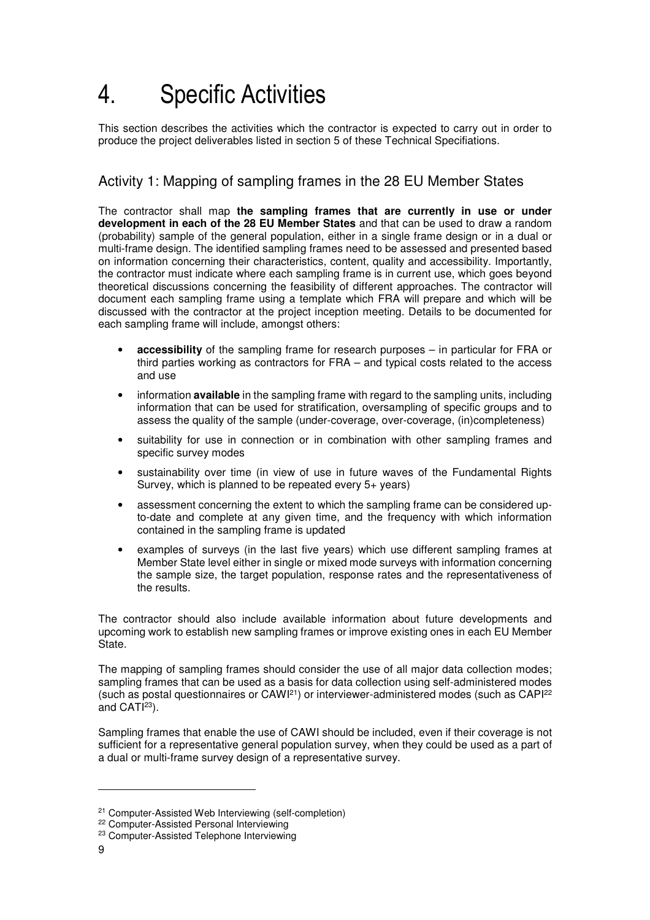# 4. Specific Activities

This section describes the activities which the contractor is expected to carry out in order to produce the project deliverables listed in section 5 of these Technical Specifiations.

## Activity 1: Mapping of sampling frames in the 28 EU Member States

The contractor shall map **the sampling frames that are currently in use or under development in each of the 28 EU Member States** and that can be used to draw a random (probability) sample of the general population, either in a single frame design or in a dual or multi-frame design. The identified sampling frames need to be assessed and presented based on information concerning their characteristics, content, quality and accessibility. Importantly, the contractor must indicate where each sampling frame is in current use, which goes beyond theoretical discussions concerning the feasibility of different approaches. The contractor will document each sampling frame using a template which FRA will prepare and which will be discussed with the contractor at the project inception meeting. Details to be documented for each sampling frame will include, amongst others:

- **accessibility** of the sampling frame for research purposes – in particular for FRA or third parties working as contractors for FRA – and typical costs related to the access and use
- information **available** in the sampling frame with regard to the sampling units, including information that can be used for stratification, oversampling of specific groups and to assess the quality of the sample (under-coverage, over-coverage, (in)completeness)
- suitability for use in connection or in combination with other sampling frames and specific survey modes
- sustainability over time (in view of use in future waves of the Fundamental Rights Survey, which is planned to be repeated every 5+ years)
- assessment concerning the extent to which the sampling frame can be considered up-to-date and complete at any given time, and the frequency with which information contained in the sampling frame is updated
- examples of surveys (in the last five years) which use different sampling frames at Member State level either in single or mixed mode surveys with information concerning the sample size, the target population, response rates and the representativeness of the results.

The contractor should also include available information about future developments and upcoming work to establish new sampling frames or improve existing ones in each EU Member State.

The mapping of sampling frames should consider the use of all major data collection modes; sampling frames that can be used as a basis for data collection using self-administered modes (such as postal questionnaires or CAWI[21]) or interviewer-administered modes (such as CAPI[22] and CATI[23]).

Sampling frames that enable the use of CAWI should be included, even if their coverage is not sufficient for a representative general population survey, when they could be used as a part of a dual or multi-frame survey design of a representative survey.

---

[21] Computer-Assisted Web Interviewing (self-completion)

[22] Computer-Assisted Personal Interviewing

[23] Computer-Assisted Telephone Interviewing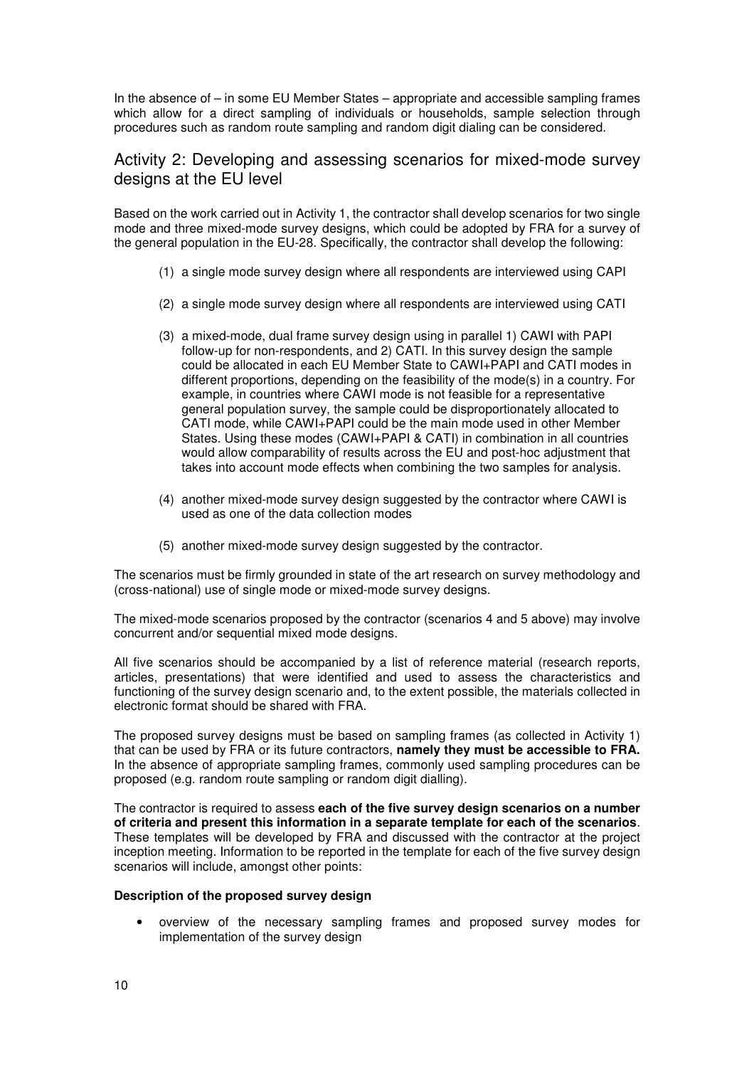In the absence of – in some EU Member States – appropriate and accessible sampling frames which allow for a direct sampling of individuals or households, sample selection through procedures such as random route sampling and random digit dialing can be considered.

## Activity 2: Developing and assessing scenarios for mixed-mode survey designs at the EU level

Based on the work carried out in Activity 1, the contractor shall develop scenarios for two single mode and three mixed-mode survey designs, which could be adopted by FRA for a survey of the general population in the EU-28. Specifically, the contractor shall develop the following:

(1) a single mode survey design where all respondents are interviewed using CAPI

(2) a single mode survey design where all respondents are interviewed using CATI

(3) a mixed-mode, dual frame survey design using in parallel 1) CAWI with PAPI follow-up for non-respondents, and 2) CATI. In this survey design the sample could be allocated in each EU Member State to CAWI+PAPI and CATI modes in different proportions, depending on the feasibility of the mode(s) in a country. For example, in countries where CAWI mode is not feasible for a representative general population survey, the sample could be disproportionately allocated to CATI mode, while CAWI+PAPI could be the main mode used in other Member States. Using these modes (CAWI+PAPI & CATI) in combination in all countries would allow comparability of results across the EU and post-hoc adjustment that takes into account mode effects when combining the two samples for analysis.

(4) another mixed-mode survey design suggested by the contractor where CAWI is used as one of the data collection modes

(5) another mixed-mode survey design suggested by the contractor.

The scenarios must be firmly grounded in state of the art research on survey methodology and (cross-national) use of single mode or mixed-mode survey designs.

The mixed-mode scenarios proposed by the contractor (scenarios 4 and 5 above) may involve concurrent and/or sequential mixed mode designs.

All five scenarios should be accompanied by a list of reference material (research reports, articles, presentations) that were identified and used to assess the characteristics and functioning of the survey design scenario and, to the extent possible, the materials collected in electronic format should be shared with FRA.

The proposed survey designs must be based on sampling frames (as collected in Activity 1) that can be used by FRA or its future contractors, **namely they must be accessible to FRA.** In the absence of appropriate sampling frames, commonly used sampling procedures can be proposed (e.g. random route sampling or random digit dialling).

The contractor is required to assess **each of the five survey design scenarios on a number of criteria and present this information in a separate template for each of the scenarios**. These templates will be developed by FRA and discussed with the contractor at the project inception meeting. Information to be reported in the template for each of the five survey design scenarios will include, amongst other points:

**Description of the proposed survey design**

- overview of the necessary sampling frames and proposed survey modes for implementation of the survey design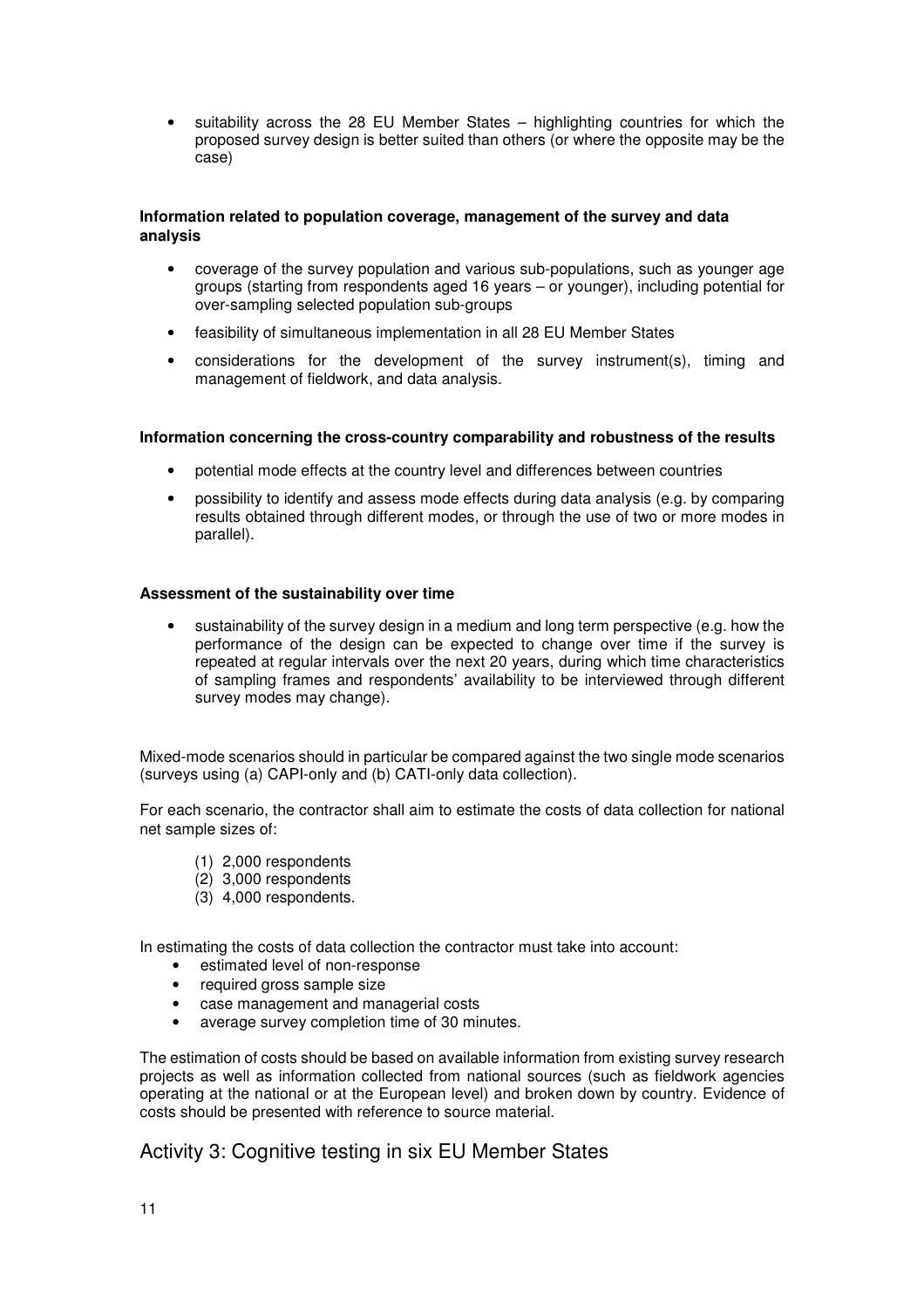- suitability across the 28 EU Member States – highlighting countries for which the proposed survey design is better suited than others (or where the opposite may be the case)

**Information related to population coverage, management of the survey and data analysis**

- coverage of the survey population and various sub-populations, such as younger age groups (starting from respondents aged 16 years – or younger), including potential for over-sampling selected population sub-groups
- feasibility of simultaneous implementation in all 28 EU Member States
- considerations for the development of the survey instrument(s), timing and management of fieldwork, and data analysis.

**Information concerning the cross-country comparability and robustness of the results**

- potential mode effects at the country level and differences between countries
- possibility to identify and assess mode effects during data analysis (e.g. by comparing results obtained through different modes, or through the use of two or more modes in parallel).

**Assessment of the sustainability over time**

- sustainability of the survey design in a medium and long term perspective (e.g. how the performance of the design can be expected to change over time if the survey is repeated at regular intervals over the next 20 years, during which time characteristics of sampling frames and respondents' availability to be interviewed through different survey modes may change).

Mixed-mode scenarios should in particular be compared against the two single mode scenarios (surveys using (a) CAPI-only and (b) CATI-only data collection).

For each scenario, the contractor shall aim to estimate the costs of data collection for national net sample sizes of:

(1) 2,000 respondents
(2) 3,000 respondents
(3) 4,000 respondents.

In estimating the costs of data collection the contractor must take into account:

- estimated level of non-response
- required gross sample size
- case management and managerial costs
- average survey completion time of 30 minutes.

The estimation of costs should be based on available information from existing survey research projects as well as information collected from national sources (such as fieldwork agencies operating at the national or at the European level) and broken down by country. Evidence of costs should be presented with reference to source material.

## Activity 3: Cognitive testing in six EU Member States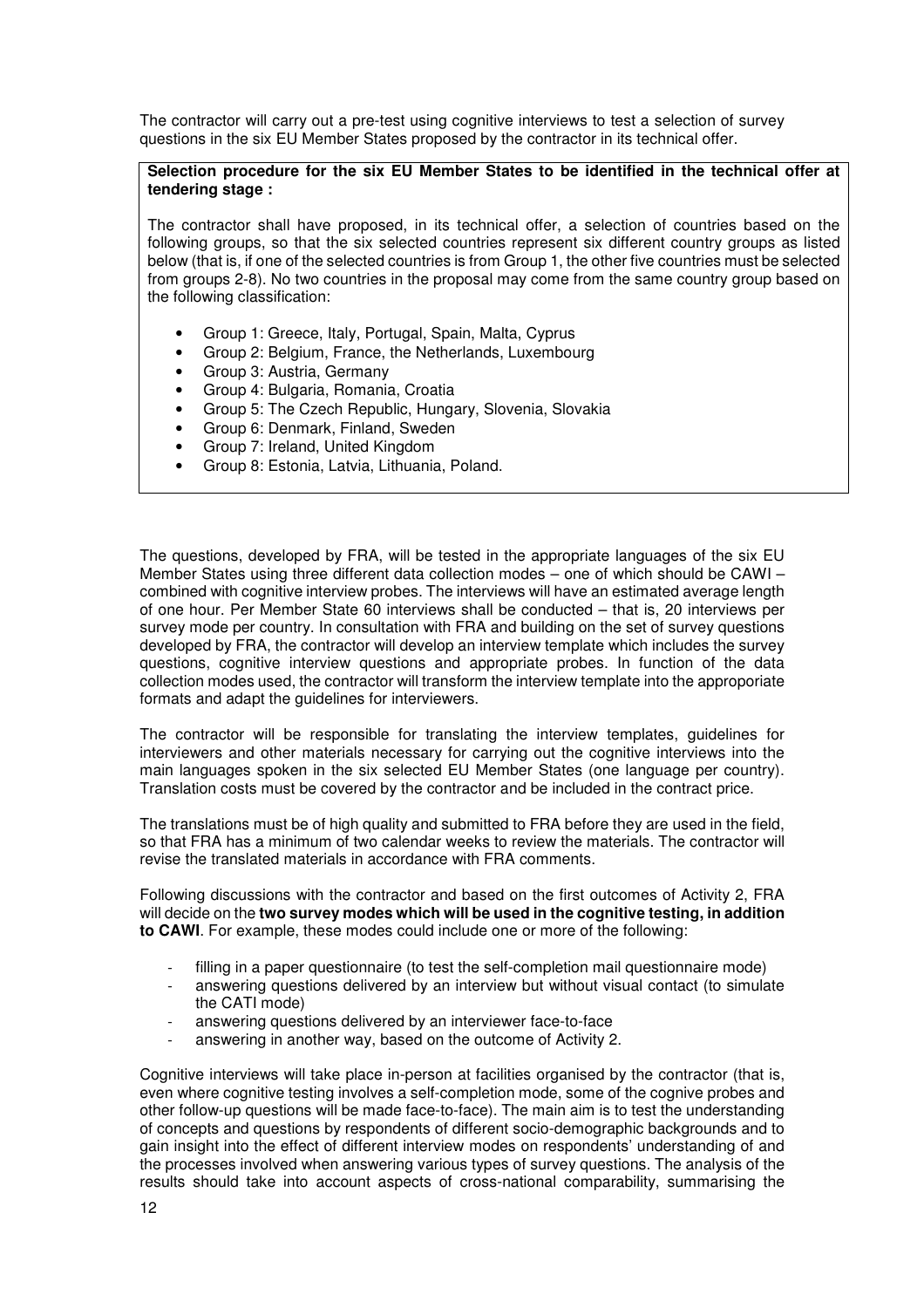The contractor will carry out a pre-test using cognitive interviews to test a selection of survey questions in the six EU Member States proposed by the contractor in its technical offer.

**Selection procedure for the six EU Member States to be identified in the technical offer at tendering stage :**

The contractor shall have proposed, in its technical offer, a selection of countries based on the following groups, so that the six selected countries represent six different country groups as listed below (that is, if one of the selected countries is from Group 1, the other five countries must be selected from groups 2-8). No two countries in the proposal may come from the same country group based on the following classification:

- Group 1: Greece, Italy, Portugal, Spain, Malta, Cyprus
- Group 2: Belgium, France, the Netherlands, Luxembourg
- Group 3: Austria, Germany
- Group 4: Bulgaria, Romania, Croatia
- Group 5: The Czech Republic, Hungary, Slovenia, Slovakia
- Group 6: Denmark, Finland, Sweden
- Group 7: Ireland, United Kingdom
- Group 8: Estonia, Latvia, Lithuania, Poland.

The questions, developed by FRA, will be tested in the appropriate languages of the six EU Member States using three different data collection modes – one of which should be CAWI – combined with cognitive interview probes. The interviews will have an estimated average length of one hour. Per Member State 60 interviews shall be conducted – that is, 20 interviews per survey mode per country. In consultation with FRA and building on the set of survey questions developed by FRA, the contractor will develop an interview template which includes the survey questions, cognitive interview questions and appropriate probes. In function of the data collection modes used, the contractor will transform the interview template into the approporiate formats and adapt the guidelines for interviewers.

The contractor will be responsible for translating the interview templates, guidelines for interviewers and other materials necessary for carrying out the cognitive interviews into the main languages spoken in the six selected EU Member States (one language per country). Translation costs must be covered by the contractor and be included in the contract price.

The translations must be of high quality and submitted to FRA before they are used in the field, so that FRA has a minimum of two calendar weeks to review the materials. The contractor will revise the translated materials in accordance with FRA comments.

Following discussions with the contractor and based on the first outcomes of Activity 2, FRA will decide on the **two survey modes which will be used in the cognitive testing, in addition to CAWI**. For example, these modes could include one or more of the following:

- filling in a paper questionnaire (to test the self-completion mail questionnaire mode)
- answering questions delivered by an interview but without visual contact (to simulate the CATI mode)
- answering questions delivered by an interviewer face-to-face
- answering in another way, based on the outcome of Activity 2.

Cognitive interviews will take place in-person at facilities organised by the contractor (that is, even where cognitive testing involves a self-completion mode, some of the cognive probes and other follow-up questions will be made face-to-face). The main aim is to test the understanding of concepts and questions by respondents of different socio-demographic backgrounds and to gain insight into the effect of different interview modes on respondents' understanding of and the processes involved when answering various types of survey questions. The analysis of the results should take into account aspects of cross-national comparability, summarising the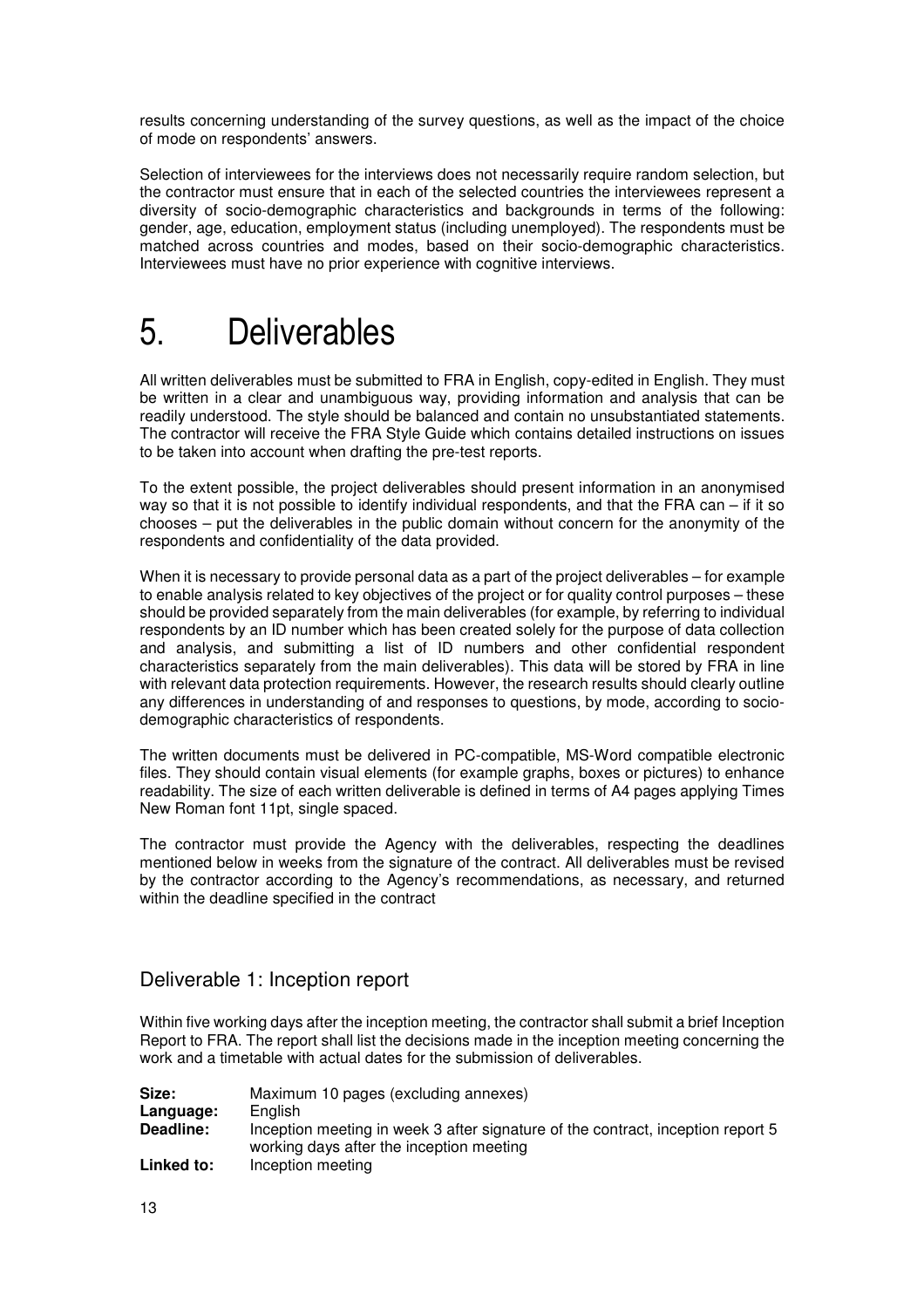results concerning understanding of the survey questions, as well as the impact of the choice of mode on respondents' answers.

Selection of interviewees for the interviews does not necessarily require random selection, but the contractor must ensure that in each of the selected countries the interviewees represent a diversity of socio-demographic characteristics and backgrounds in terms of the following: gender, age, education, employment status (including unemployed). The respondents must be matched across countries and modes, based on their socio-demographic characteristics. Interviewees must have no prior experience with cognitive interviews.

# 5. Deliverables

All written deliverables must be submitted to FRA in English, copy-edited in English. They must be written in a clear and unambiguous way, providing information and analysis that can be readily understood. The style should be balanced and contain no unsubstantiated statements. The contractor will receive the FRA Style Guide which contains detailed instructions on issues to be taken into account when drafting the pre-test reports.

To the extent possible, the project deliverables should present information in an anonymised way so that it is not possible to identify individual respondents, and that the FRA can – if it so chooses – put the deliverables in the public domain without concern for the anonymity of the respondents and confidentiality of the data provided.

When it is necessary to provide personal data as a part of the project deliverables – for example to enable analysis related to key objectives of the project or for quality control purposes – these should be provided separately from the main deliverables (for example, by referring to individual respondents by an ID number which has been created solely for the purpose of data collection and analysis, and submitting a list of ID numbers and other confidential respondent characteristics separately from the main deliverables). This data will be stored by FRA in line with relevant data protection requirements. However, the research results should clearly outline any differences in understanding of and responses to questions, by mode, according to socio-demographic characteristics of respondents.

The written documents must be delivered in PC-compatible, MS-Word compatible electronic files. They should contain visual elements (for example graphs, boxes or pictures) to enhance readability. The size of each written deliverable is defined in terms of A4 pages applying Times New Roman font 11pt, single spaced.

The contractor must provide the Agency with the deliverables, respecting the deadlines mentioned below in weeks from the signature of the contract. All deliverables must be revised by the contractor according to the Agency's recommendations, as necessary, and returned within the deadline specified in the contract

## Deliverable 1: Inception report

Within five working days after the inception meeting, the contractor shall submit a brief Inception Report to FRA. The report shall list the decisions made in the inception meeting concerning the work and a timetable with actual dates for the submission of deliverables.

| | |
|---|---|
| **Size:** | Maximum 10 pages (excluding annexes) |
| **Language:** | English |
| **Deadline:** | Inception meeting in week 3 after signature of the contract, inception report 5 working days after the inception meeting |
| **Linked to:** | Inception meeting |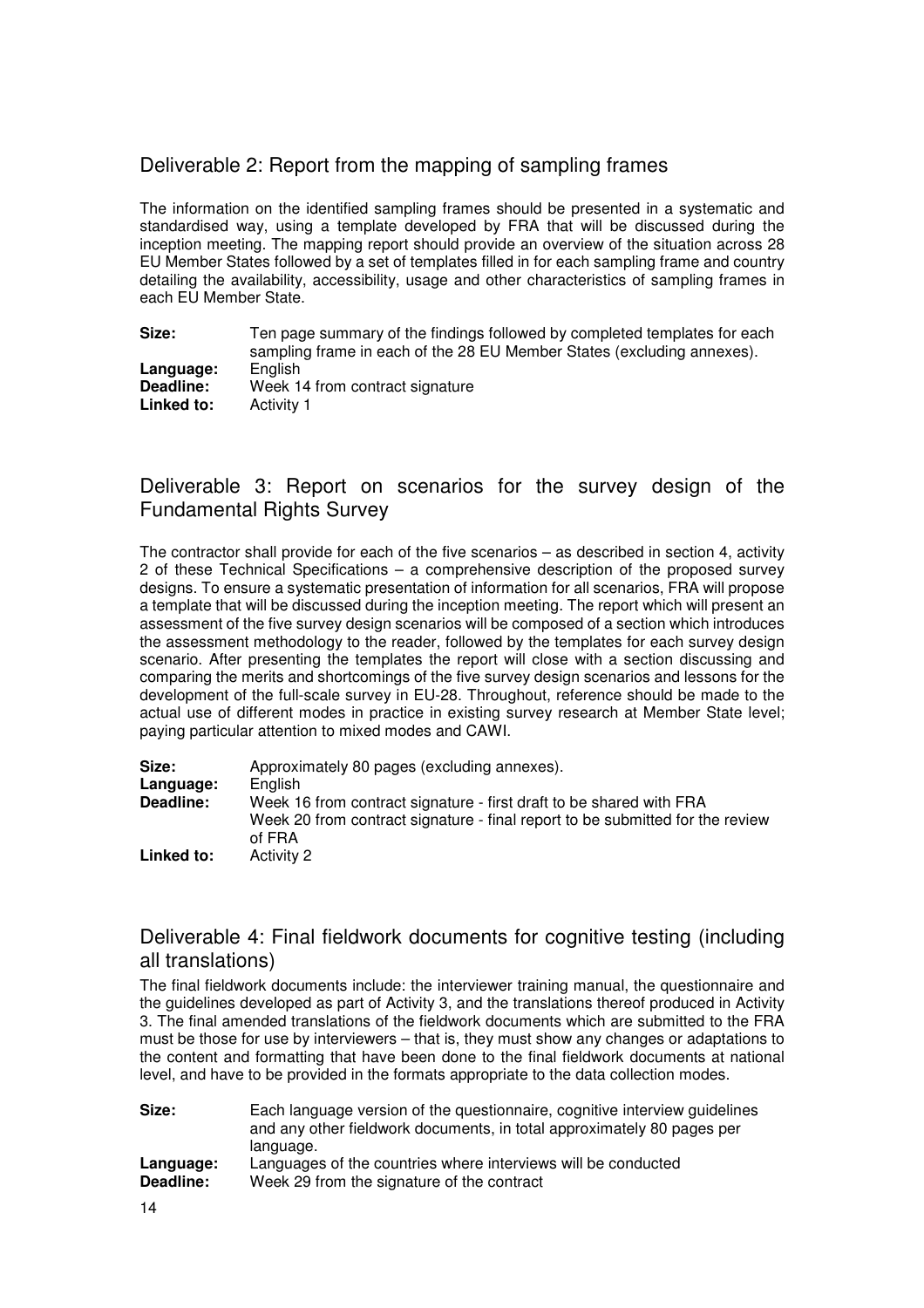## Deliverable 2: Report from the mapping of sampling frames

The information on the identified sampling frames should be presented in a systematic and standardised way, using a template developed by FRA that will be discussed during the inception meeting. The mapping report should provide an overview of the situation across 28 EU Member States followed by a set of templates filled in for each sampling frame and country detailing the availability, accessibility, usage and other characteristics of sampling frames in each EU Member State.

**Size:** Ten page summary of the findings followed by completed templates for each sampling frame in each of the 28 EU Member States (excluding annexes).
**Language:** English
**Deadline:** Week 14 from contract signature
**Linked to:** Activity 1

## Deliverable 3: Report on scenarios for the survey design of the Fundamental Rights Survey

The contractor shall provide for each of the five scenarios – as described in section 4, activity 2 of these Technical Specifications – a comprehensive description of the proposed survey designs. To ensure a systematic presentation of information for all scenarios, FRA will propose a template that will be discussed during the inception meeting. The report which will present an assessment of the five survey design scenarios will be composed of a section which introduces the assessment methodology to the reader, followed by the templates for each survey design scenario. After presenting the templates the report will close with a section discussing and comparing the merits and shortcomings of the five survey design scenarios and lessons for the development of the full-scale survey in EU-28. Throughout, reference should be made to the actual use of different modes in practice in existing survey research at Member State level; paying particular attention to mixed modes and CAWI.

**Size:** Approximately 80 pages (excluding annexes).
**Language:** English
**Deadline:** Week 16 from contract signature - first draft to be shared with FRA
Week 20 from contract signature - final report to be submitted for the review of FRA
**Linked to:** Activity 2

## Deliverable 4: Final fieldwork documents for cognitive testing (including all translations)

The final fieldwork documents include: the interviewer training manual, the questionnaire and the guidelines developed as part of Activity 3, and the translations thereof produced in Activity 3. The final amended translations of the fieldwork documents which are submitted to the FRA must be those for use by interviewers – that is, they must show any changes or adaptations to the content and formatting that have been done to the final fieldwork documents at national level, and have to be provided in the formats appropriate to the data collection modes.

**Size:** Each language version of the questionnaire, cognitive interview guidelines and any other fieldwork documents, in total approximately 80 pages per language.
**Language:** Languages of the countries where interviews will be conducted
**Deadline:** Week 29 from the signature of the contract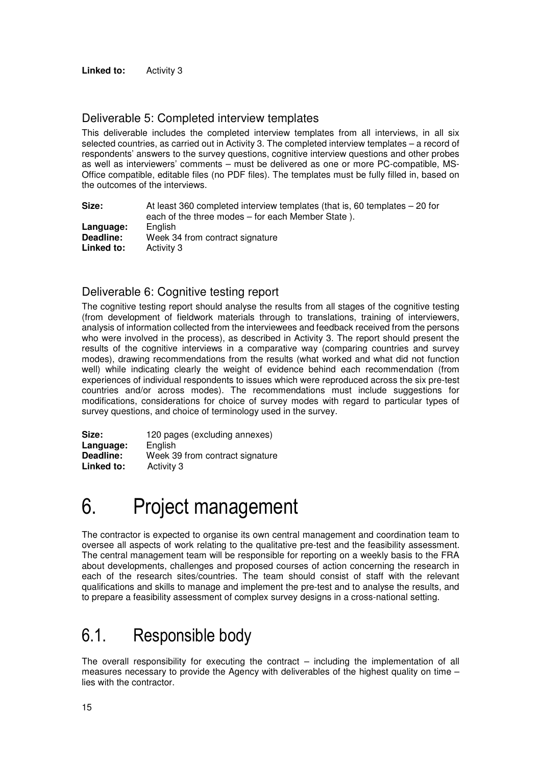**Linked to:** Activity 3

## Deliverable 5: Completed interview templates

This deliverable includes the completed interview templates from all interviews, in all six selected countries, as carried out in Activity 3. The completed interview templates – a record of respondents' answers to the survey questions, cognitive interview questions and other probes as well as interviewers' comments – must be delivered as one or more PC-compatible, MS-Office compatible, editable files (no PDF files). The templates must be fully filled in, based on the outcomes of the interviews.

**Size:** At least 360 completed interview templates (that is, 60 templates – 20 for each of the three modes – for each Member State ).
**Language:** English
**Deadline:** Week 34 from contract signature
**Linked to:** Activity 3

## Deliverable 6: Cognitive testing report

The cognitive testing report should analyse the results from all stages of the cognitive testing (from development of fieldwork materials through to translations, training of interviewers, analysis of information collected from the interviewees and feedback received from the persons who were involved in the process), as described in Activity 3. The report should present the results of the cognitive interviews in a comparative way (comparing countries and survey modes), drawing recommendations from the results (what worked and what did not function well) while indicating clearly the weight of evidence behind each recommendation (from experiences of individual respondents to issues which were reproduced across the six pre-test countries and/or across modes). The recommendations must include suggestions for modifications, considerations for choice of survey modes with regard to particular types of survey questions, and choice of terminology used in the survey.

**Size:** 120 pages (excluding annexes)
**Language:** English
**Deadline:** Week 39 from contract signature
**Linked to:** Activity 3

# 6. Project management

The contractor is expected to organise its own central management and coordination team to oversee all aspects of work relating to the qualitative pre-test and the feasibility assessment. The central management team will be responsible for reporting on a weekly basis to the FRA about developments, challenges and proposed courses of action concerning the research in each of the research sites/countries. The team should consist of staff with the relevant qualifications and skills to manage and implement the pre-test and to analyse the results, and to prepare a feasibility assessment of complex survey designs in a cross-national setting.

## 6.1. Responsible body

The overall responsibility for executing the contract – including the implementation of all measures necessary to provide the Agency with deliverables of the highest quality on time – lies with the contractor.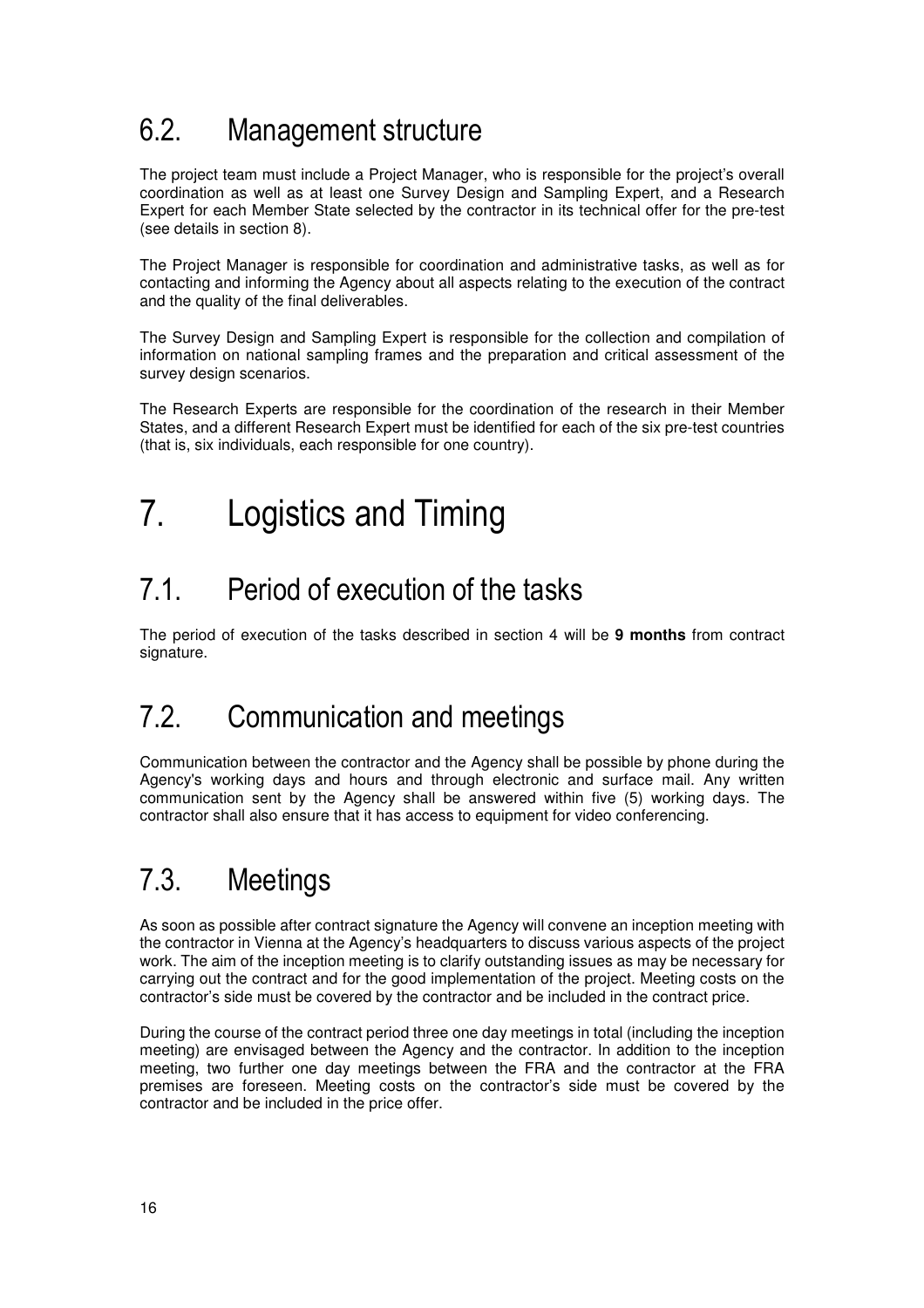## 6.2. Management structure

The project team must include a Project Manager, who is responsible for the project's overall coordination as well as at least one Survey Design and Sampling Expert, and a Research Expert for each Member State selected by the contractor in its technical offer for the pre-test (see details in section 8).

The Project Manager is responsible for coordination and administrative tasks, as well as for contacting and informing the Agency about all aspects relating to the execution of the contract and the quality of the final deliverables.

The Survey Design and Sampling Expert is responsible for the collection and compilation of information on national sampling frames and the preparation and critical assessment of the survey design scenarios.

The Research Experts are responsible for the coordination of the research in their Member States, and a different Research Expert must be identified for each of the six pre-test countries (that is, six individuals, each responsible for one country).

# 7. Logistics and Timing

## 7.1. Period of execution of the tasks

The period of execution of the tasks described in section 4 will be **9 months** from contract signature.

## 7.2. Communication and meetings

Communication between the contractor and the Agency shall be possible by phone during the Agency's working days and hours and through electronic and surface mail. Any written communication sent by the Agency shall be answered within five (5) working days. The contractor shall also ensure that it has access to equipment for video conferencing.

## 7.3. Meetings

As soon as possible after contract signature the Agency will convene an inception meeting with the contractor in Vienna at the Agency's headquarters to discuss various aspects of the project work. The aim of the inception meeting is to clarify outstanding issues as may be necessary for carrying out the contract and for the good implementation of the project. Meeting costs on the contractor's side must be covered by the contractor and be included in the contract price.

During the course of the contract period three one day meetings in total (including the inception meeting) are envisaged between the Agency and the contractor. In addition to the inception meeting, two further one day meetings between the FRA and the contractor at the FRA premises are foreseen. Meeting costs on the contractor's side must be covered by the contractor and be included in the price offer.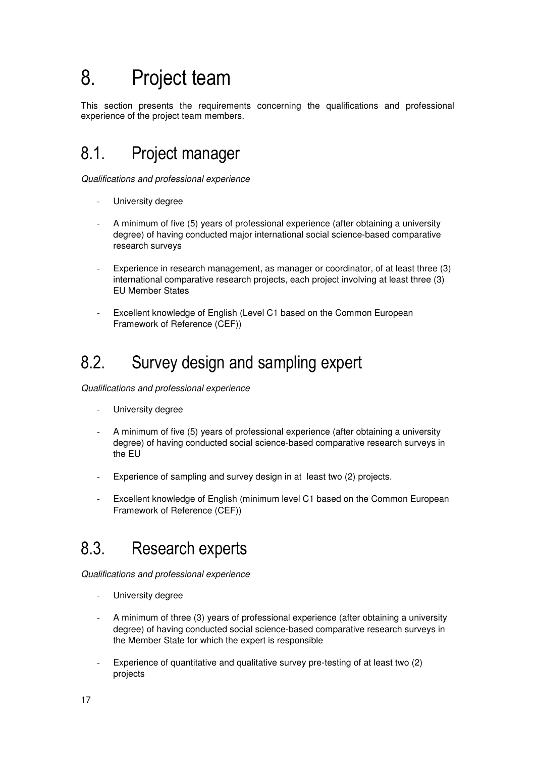# 8. Project team

This section presents the requirements concerning the qualifications and professional experience of the project team members.

## 8.1. Project manager

*Qualifications and professional experience*

- University degree
- A minimum of five (5) years of professional experience (after obtaining a university degree) of having conducted major international social science-based comparative research surveys
- Experience in research management, as manager or coordinator, of at least three (3) international comparative research projects, each project involving at least three (3) EU Member States
- Excellent knowledge of English (Level C1 based on the Common European Framework of Reference (CEF))

## 8.2. Survey design and sampling expert

*Qualifications and professional experience*

- University degree
- A minimum of five (5) years of professional experience (after obtaining a university degree) of having conducted social science-based comparative research surveys in the EU
- Experience of sampling and survey design in at least two (2) projects.
- Excellent knowledge of English (minimum level C1 based on the Common European Framework of Reference (CEF))

## 8.3. Research experts

*Qualifications and professional experience*

- University degree
- A minimum of three (3) years of professional experience (after obtaining a university degree) of having conducted social science-based comparative research surveys in the Member State for which the expert is responsible
- Experience of quantitative and qualitative survey pre-testing of at least two (2) projects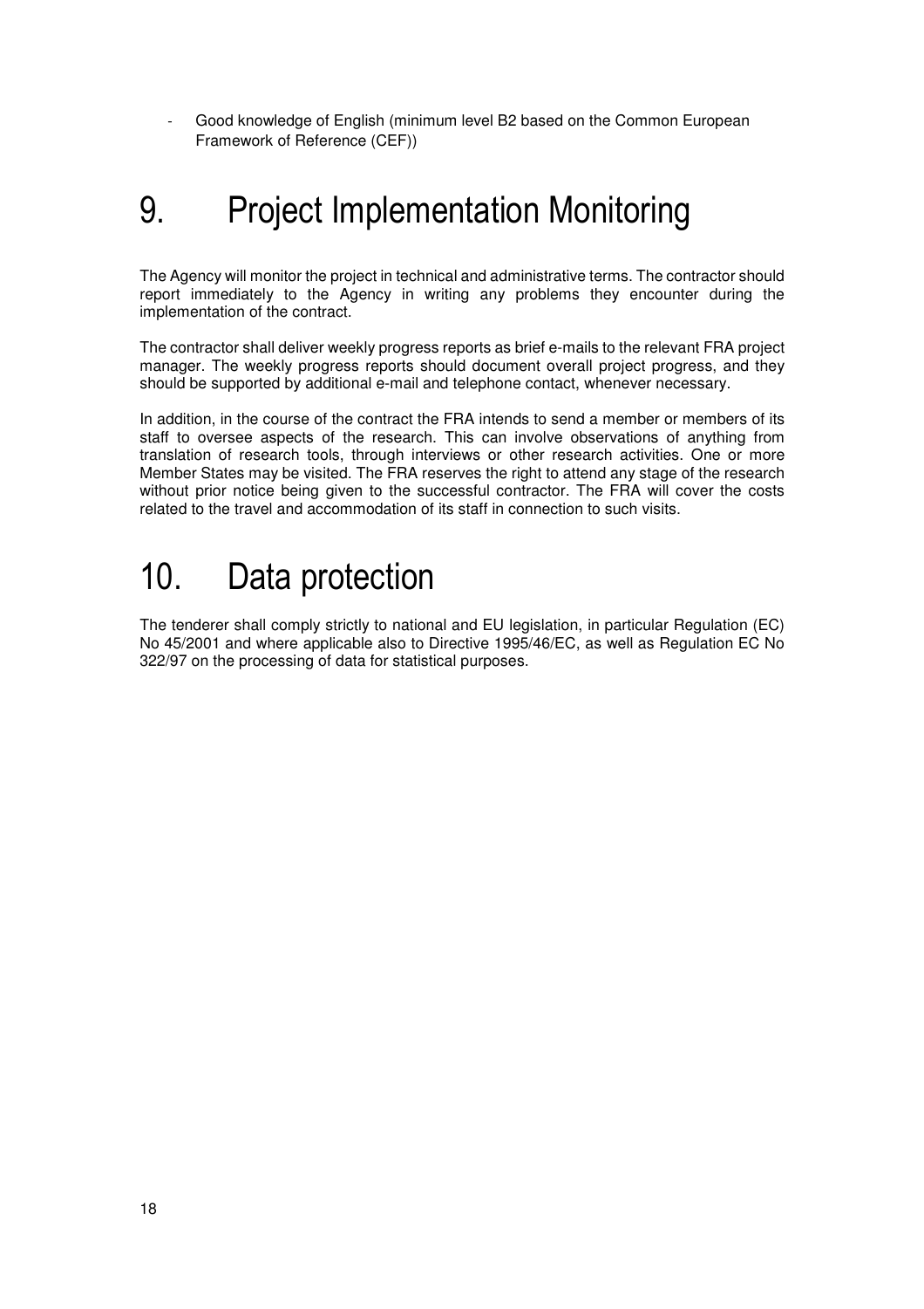- Good knowledge of English (minimum level B2 based on the Common European Framework of Reference (CEF))

# 9. Project Implementation Monitoring

The Agency will monitor the project in technical and administrative terms. The contractor should report immediately to the Agency in writing any problems they encounter during the implementation of the contract.

The contractor shall deliver weekly progress reports as brief e-mails to the relevant FRA project manager. The weekly progress reports should document overall project progress, and they should be supported by additional e-mail and telephone contact, whenever necessary.

In addition, in the course of the contract the FRA intends to send a member or members of its staff to oversee aspects of the research. This can involve observations of anything from translation of research tools, through interviews or other research activities. One or more Member States may be visited. The FRA reserves the right to attend any stage of the research without prior notice being given to the successful contractor. The FRA will cover the costs related to the travel and accommodation of its staff in connection to such visits.

# 10. Data protection

The tenderer shall comply strictly to national and EU legislation, in particular Regulation (EC) No 45/2001 and where applicable also to Directive 1995/46/EC, as well as Regulation EC No 322/97 on the processing of data for statistical purposes.